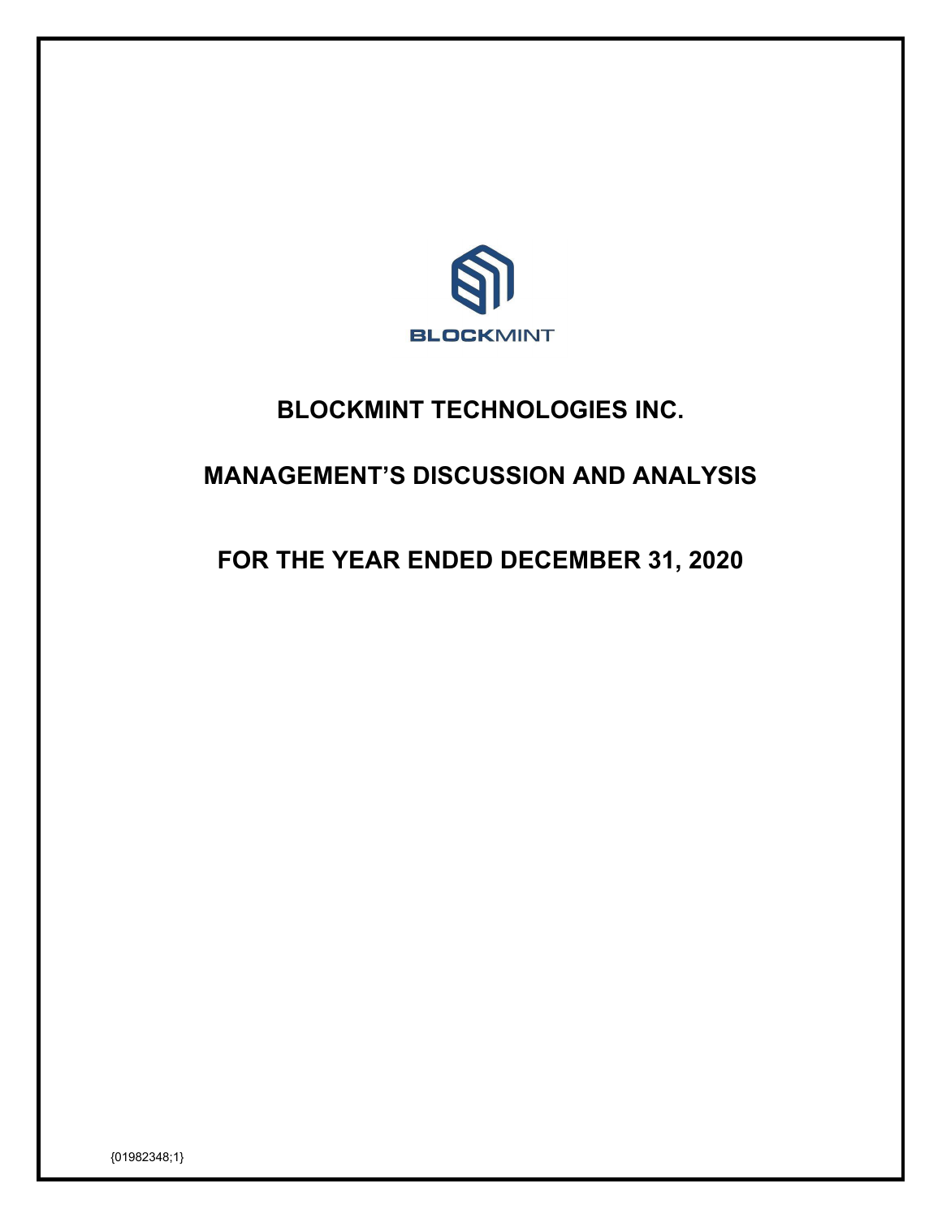BLOCKMINT

# BLOCKMINT TECHNOLOGIES INC.

# MANAGEMENT'S DISCUSSION AND ANALYSIS

# FOR THE YEAR ENDED DECEMBER 31, 2020

{01982348;1}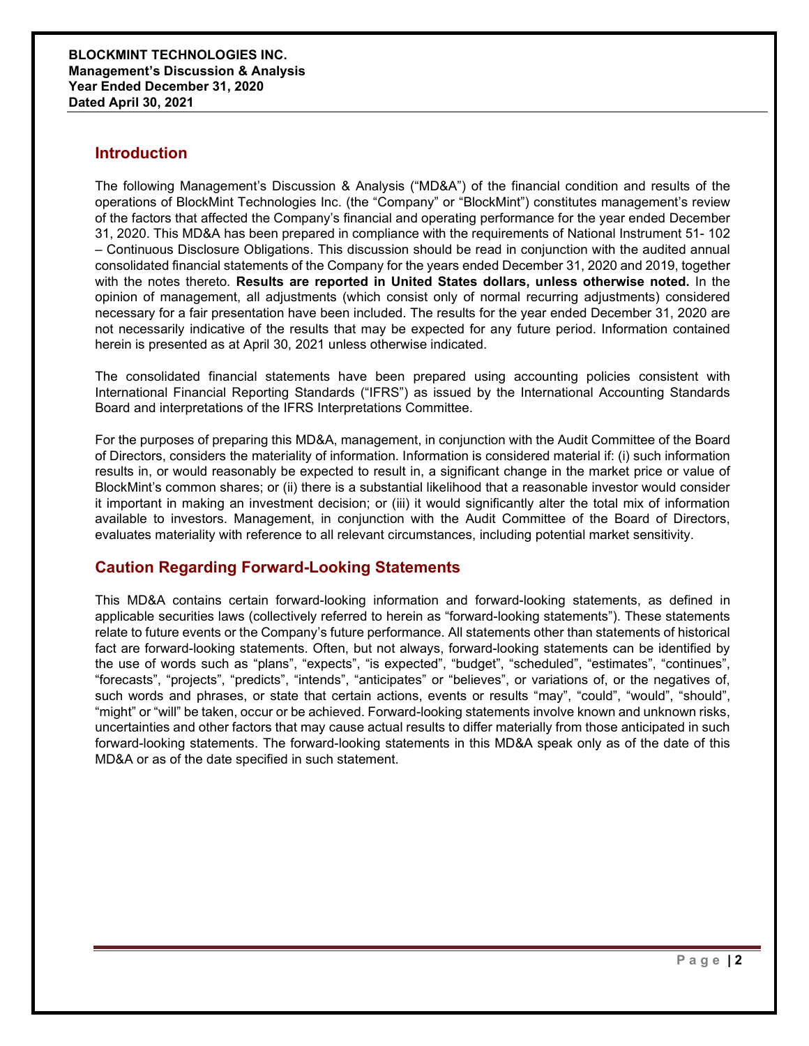## Introduction

The following Management's Discussion & Analysis ("MD&A") of the financial condition and results of the operations of BlockMint Technologies Inc. (the "Company" or "BlockMint") constitutes management's review of the factors that affected the Company's financial and operating performance for the year ended December 31, 2020. This MD&A has been prepared in compliance with the requirements of National Instrument 51- 102 – Continuous Disclosure Obligations. This discussion should be read in conjunction with the audited annual consolidated financial statements of the Company for the years ended December 31, 2020 and 2019, together with the notes thereto. **Results are reported in United States dollars, unless otherwise noted.** In the opinion of management, all adjustments (which consist only of normal recurring adjustments) considered necessary for a fair presentation have been included. The results for the year ended December 31, 2020 are not necessarily indicative of the results that may be expected for any future period. Information contained herein is presented as at April 30, 2021 unless otherwise indicated.

The consolidated financial statements have been prepared using accounting policies consistent with International Financial Reporting Standards ("IFRS") as issued by the International Accounting Standards Board and interpretations of the IFRS Interpretations Committee.

For the purposes of preparing this MD&A, management, in conjunction with the Audit Committee of the Board of Directors, considers the materiality of information. Information is considered material if: (i) such information results in, or would reasonably be expected to result in, a significant change in the market price or value of BlockMint's common shares; or (ii) there is a substantial likelihood that a reasonable investor would consider it important in making an investment decision; or (iii) it would significantly alter the total mix of information available to investors. Management, in conjunction with the Audit Committee of the Board of Directors, evaluates materiality with reference to all relevant circumstances, including potential market sensitivity.

## Caution Regarding Forward-Looking Statements

This MD&A contains certain forward-looking information and forward-looking statements, as defined in applicable securities laws (collectively referred to herein as "forward-looking statements"). These statements relate to future events or the Company's future performance. All statements other than statements of historical fact are forward-looking statements. Often, but not always, forward-looking statements can be identified by the use of words such as "plans", "expects", "is expected", "budget", "scheduled", "estimates", "continues", "forecasts", "projects", "predicts", "intends", "anticipates" or "believes", or variations of, or the negatives of, such words and phrases, or state that certain actions, events or results "may", "could", "would", "should", "might" or "will" be taken, occur or be achieved. Forward-looking statements involve known and unknown risks, uncertainties and other factors that may cause actual results to differ materially from those anticipated in such forward-looking statements. The forward-looking statements in this MD&A speak only as of the date of this MD&A or as of the date specified in such statement.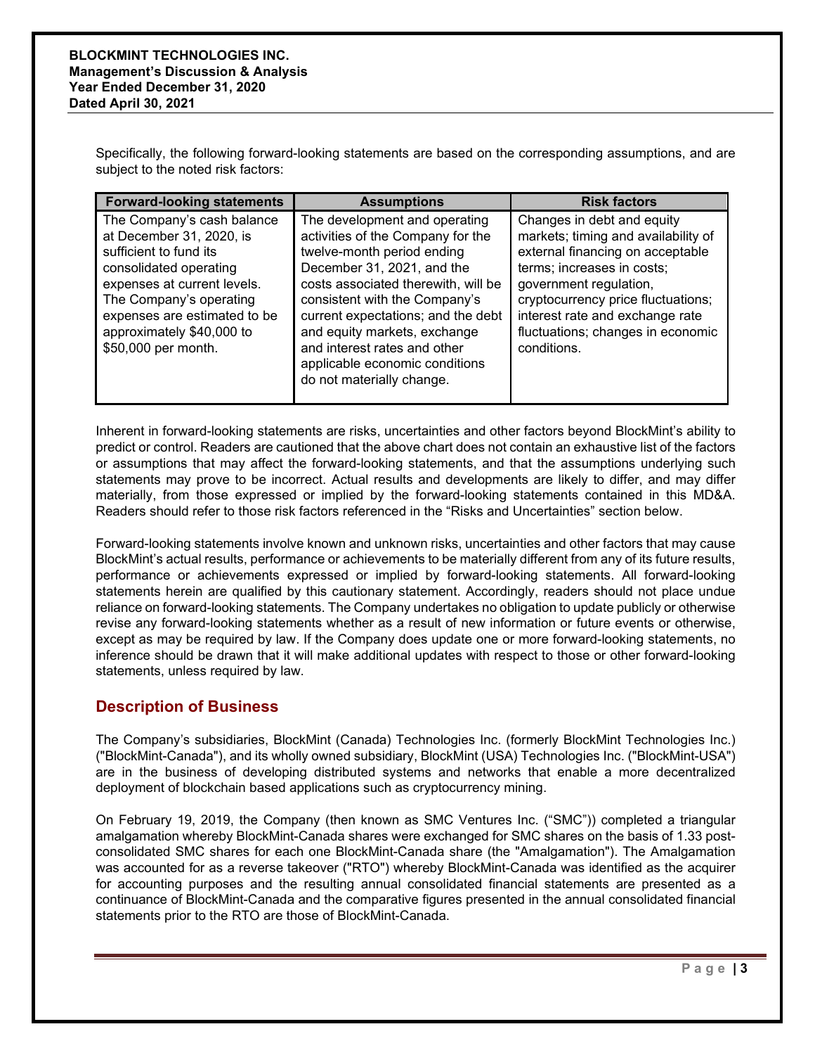Specifically, the following forward-looking statements are based on the corresponding assumptions, and are subject to the noted risk factors:

| Forward-looking statements | Assumptions | Risk factors |
|---|---|---|
| The Company's cash balance at December 31, 2020, is sufficient to fund its consolidated operating expenses at current levels. The Company's operating expenses are estimated to be approximately $40,000 to $50,000 per month. | The development and operating activities of the Company for the twelve-month period ending December 31, 2021, and the costs associated therewith, will be consistent with the Company's current expectations; and the debt and equity markets, exchange and interest rates and other applicable economic conditions do not materially change. | Changes in debt and equity markets; timing and availability of external financing on acceptable terms; increases in costs; government regulation, cryptocurrency price fluctuations; interest rate and exchange rate fluctuations; changes in economic conditions. |

Inherent in forward-looking statements are risks, uncertainties and other factors beyond BlockMint's ability to predict or control. Readers are cautioned that the above chart does not contain an exhaustive list of the factors or assumptions that may affect the forward-looking statements, and that the assumptions underlying such statements may prove to be incorrect. Actual results and developments are likely to differ, and may differ materially, from those expressed or implied by the forward-looking statements contained in this MD&A. Readers should refer to those risk factors referenced in the "Risks and Uncertainties" section below.

Forward-looking statements involve known and unknown risks, uncertainties and other factors that may cause BlockMint's actual results, performance or achievements to be materially different from any of its future results, performance or achievements expressed or implied by forward-looking statements. All forward-looking statements herein are qualified by this cautionary statement. Accordingly, readers should not place undue reliance on forward-looking statements. The Company undertakes no obligation to update publicly or otherwise revise any forward-looking statements whether as a result of new information or future events or otherwise, except as may be required by law. If the Company does update one or more forward-looking statements, no inference should be drawn that it will make additional updates with respect to those or other forward-looking statements, unless required by law.

## Description of Business

The Company's subsidiaries, BlockMint (Canada) Technologies Inc. (formerly BlockMint Technologies Inc.) ("BlockMint-Canada"), and its wholly owned subsidiary, BlockMint (USA) Technologies Inc. ("BlockMint-USA") are in the business of developing distributed systems and networks that enable a more decentralized deployment of blockchain based applications such as cryptocurrency mining.

On February 19, 2019, the Company (then known as SMC Ventures Inc. ("SMC")) completed a triangular amalgamation whereby BlockMint-Canada shares were exchanged for SMC shares on the basis of 1.33 post-consolidated SMC shares for each one BlockMint-Canada share (the "Amalgamation"). The Amalgamation was accounted for as a reverse takeover ("RTO") whereby BlockMint-Canada was identified as the acquirer for accounting purposes and the resulting annual consolidated financial statements are presented as a continuance of BlockMint-Canada and the comparative figures presented in the annual consolidated financial statements prior to the RTO are those of BlockMint-Canada.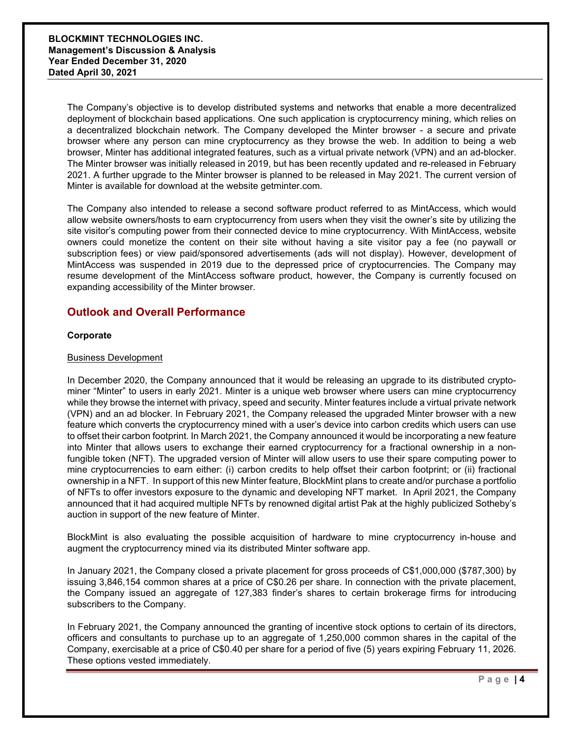The Company's objective is to develop distributed systems and networks that enable a more decentralized deployment of blockchain based applications. One such application is cryptocurrency mining, which relies on a decentralized blockchain network. The Company developed the Minter browser - a secure and private browser where any person can mine cryptocurrency as they browse the web. In addition to being a web browser, Minter has additional integrated features, such as a virtual private network (VPN) and an ad-blocker. The Minter browser was initially released in 2019, but has been recently updated and re-released in February 2021. A further upgrade to the Minter browser is planned to be released in May 2021. The current version of Minter is available for download at the website getminter.com.

The Company also intended to release a second software product referred to as MintAccess, which would allow website owners/hosts to earn cryptocurrency from users when they visit the owner's site by utilizing the site visitor's computing power from their connected device to mine cryptocurrency. With MintAccess, website owners could monetize the content on their site without having a site visitor pay a fee (no paywall or subscription fees) or view paid/sponsored advertisements (ads will not display). However, development of MintAccess was suspended in 2019 due to the depressed price of cryptocurrencies. The Company may resume development of the MintAccess software product, however, the Company is currently focused on expanding accessibility of the Minter browser.

## Outlook and Overall Performance

**Corporate**

Business Development

In December 2020, the Company announced that it would be releasing an upgrade to its distributed crypto-miner "Minter" to users in early 2021. Minter is a unique web browser where users can mine cryptocurrency while they browse the internet with privacy, speed and security. Minter features include a virtual private network (VPN) and an ad blocker. In February 2021, the Company released the upgraded Minter browser with a new feature which converts the cryptocurrency mined with a user's device into carbon credits which users can use to offset their carbon footprint. In March 2021, the Company announced it would be incorporating a new feature into Minter that allows users to exchange their earned cryptocurrency for a fractional ownership in a non-fungible token (NFT). The upgraded version of Minter will allow users to use their spare computing power to mine cryptocurrencies to earn either: (i) carbon credits to help offset their carbon footprint; or (ii) fractional ownership in a NFT. In support of this new Minter feature, BlockMint plans to create and/or purchase a portfolio of NFTs to offer investors exposure to the dynamic and developing NFT market. In April 2021, the Company announced that it had acquired multiple NFTs by renowned digital artist Pak at the highly publicized Sotheby's auction in support of the new feature of Minter.

BlockMint is also evaluating the possible acquisition of hardware to mine cryptocurrency in-house and augment the cryptocurrency mined via its distributed Minter software app.

In January 2021, the Company closed a private placement for gross proceeds of C$1,000,000 ($787,300) by issuing 3,846,154 common shares at a price of C$0.26 per share. In connection with the private placement, the Company issued an aggregate of 127,383 finder's shares to certain brokerage firms for introducing subscribers to the Company.

In February 2021, the Company announced the granting of incentive stock options to certain of its directors, officers and consultants to purchase up to an aggregate of 1,250,000 common shares in the capital of the Company, exercisable at a price of C$0.40 per share for a period of five (5) years expiring February 11, 2026. These options vested immediately.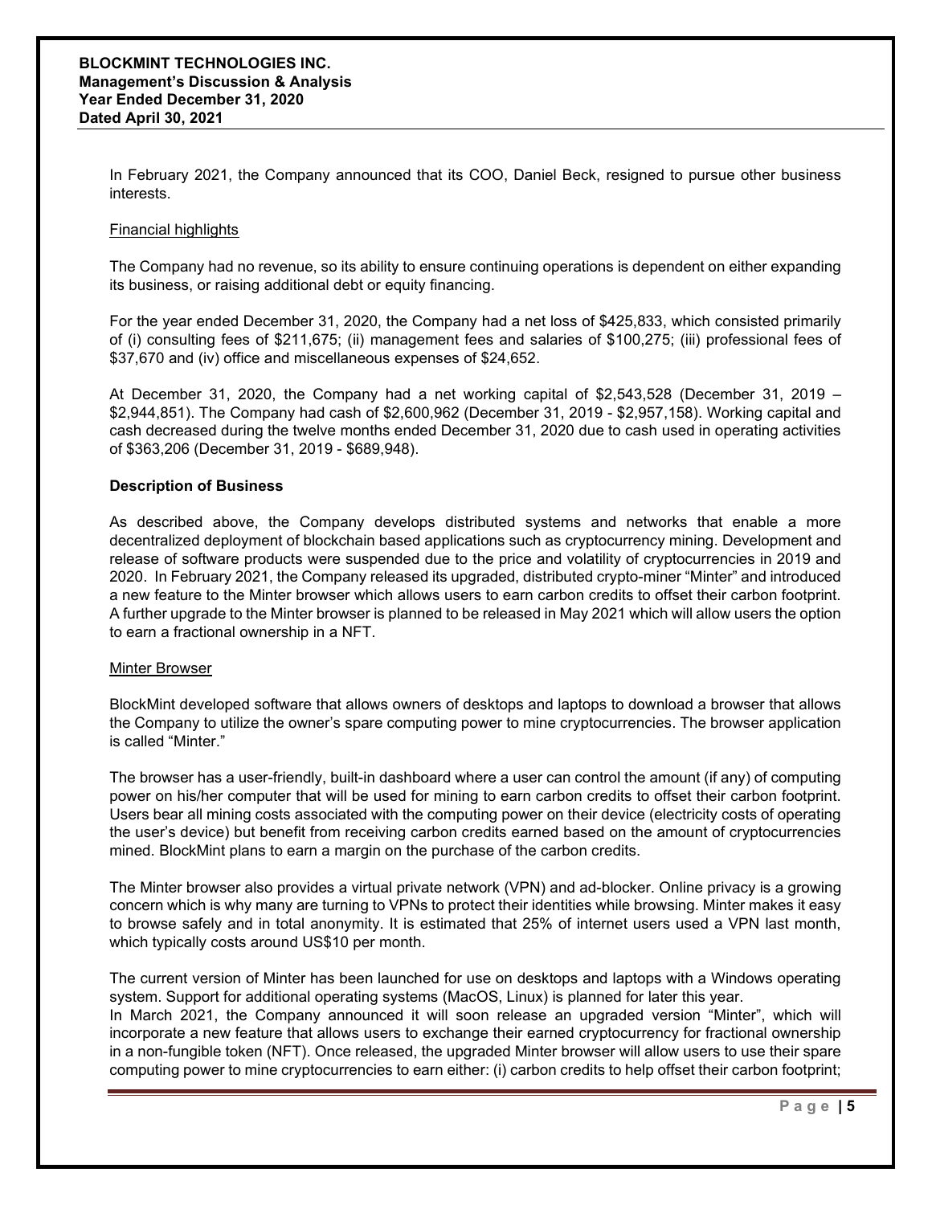In February 2021, the Company announced that its COO, Daniel Beck, resigned to pursue other business interests.

Financial highlights

The Company had no revenue, so its ability to ensure continuing operations is dependent on either expanding its business, or raising additional debt or equity financing.

For the year ended December 31, 2020, the Company had a net loss of $425,833, which consisted primarily of (i) consulting fees of $211,675; (ii) management fees and salaries of $100,275; (iii) professional fees of $37,670 and (iv) office and miscellaneous expenses of $24,652.

At December 31, 2020, the Company had a net working capital of $2,543,528 (December 31, 2019 – $2,944,851). The Company had cash of $2,600,962 (December 31, 2019 - $2,957,158). Working capital and cash decreased during the twelve months ended December 31, 2020 due to cash used in operating activities of $363,206 (December 31, 2019 - $689,948).

## Description of Business

As described above, the Company develops distributed systems and networks that enable a more decentralized deployment of blockchain based applications such as cryptocurrency mining. Development and release of software products were suspended due to the price and volatility of cryptocurrencies in 2019 and 2020. In February 2021, the Company released its upgraded, distributed crypto-miner "Minter" and introduced a new feature to the Minter browser which allows users to earn carbon credits to offset their carbon footprint. A further upgrade to the Minter browser is planned to be released in May 2021 which will allow users the option to earn a fractional ownership in a NFT.

Minter Browser

BlockMint developed software that allows owners of desktops and laptops to download a browser that allows the Company to utilize the owner's spare computing power to mine cryptocurrencies. The browser application is called "Minter."

The browser has a user-friendly, built-in dashboard where a user can control the amount (if any) of computing power on his/her computer that will be used for mining to earn carbon credits to offset their carbon footprint. Users bear all mining costs associated with the computing power on their device (electricity costs of operating the user's device) but benefit from receiving carbon credits earned based on the amount of cryptocurrencies mined. BlockMint plans to earn a margin on the purchase of the carbon credits.

The Minter browser also provides a virtual private network (VPN) and ad-blocker. Online privacy is a growing concern which is why many are turning to VPNs to protect their identities while browsing. Minter makes it easy to browse safely and in total anonymity. It is estimated that 25% of internet users used a VPN last month, which typically costs around US$10 per month.

The current version of Minter has been launched for use on desktops and laptops with a Windows operating system. Support for additional operating systems (MacOS, Linux) is planned for later this year.
In March 2021, the Company announced it will soon release an upgraded version "Minter", which will incorporate a new feature that allows users to exchange their earned cryptocurrency for fractional ownership in a non-fungible token (NFT). Once released, the upgraded Minter browser will allow users to use their spare computing power to mine cryptocurrencies to earn either: (i) carbon credits to help offset their carbon footprint;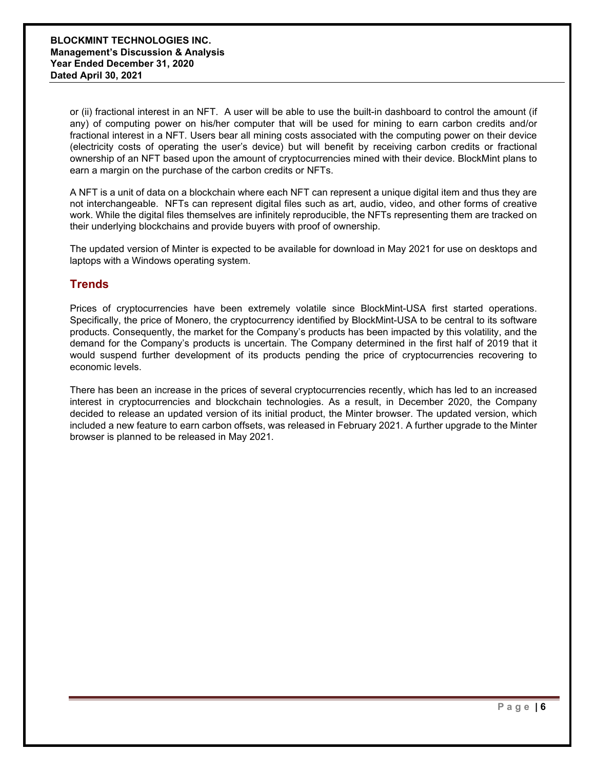or (ii) fractional interest in an NFT. A user will be able to use the built-in dashboard to control the amount (if any) of computing power on his/her computer that will be used for mining to earn carbon credits and/or fractional interest in a NFT. Users bear all mining costs associated with the computing power on their device (electricity costs of operating the user's device) but will benefit by receiving carbon credits or fractional ownership of an NFT based upon the amount of cryptocurrencies mined with their device. BlockMint plans to earn a margin on the purchase of the carbon credits or NFTs.

A NFT is a unit of data on a blockchain where each NFT can represent a unique digital item and thus they are not interchangeable. NFTs can represent digital files such as art, audio, video, and other forms of creative work. While the digital files themselves are infinitely reproducible, the NFTs representing them are tracked on their underlying blockchains and provide buyers with proof of ownership.

The updated version of Minter is expected to be available for download in May 2021 for use on desktops and laptops with a Windows operating system.

## Trends

Prices of cryptocurrencies have been extremely volatile since BlockMint-USA first started operations. Specifically, the price of Monero, the cryptocurrency identified by BlockMint-USA to be central to its software products. Consequently, the market for the Company's products has been impacted by this volatility, and the demand for the Company's products is uncertain. The Company determined in the first half of 2019 that it would suspend further development of its products pending the price of cryptocurrencies recovering to economic levels.

There has been an increase in the prices of several cryptocurrencies recently, which has led to an increased interest in cryptocurrencies and blockchain technologies. As a result, in December 2020, the Company decided to release an updated version of its initial product, the Minter browser. The updated version, which included a new feature to earn carbon offsets, was released in February 2021. A further upgrade to the Minter browser is planned to be released in May 2021.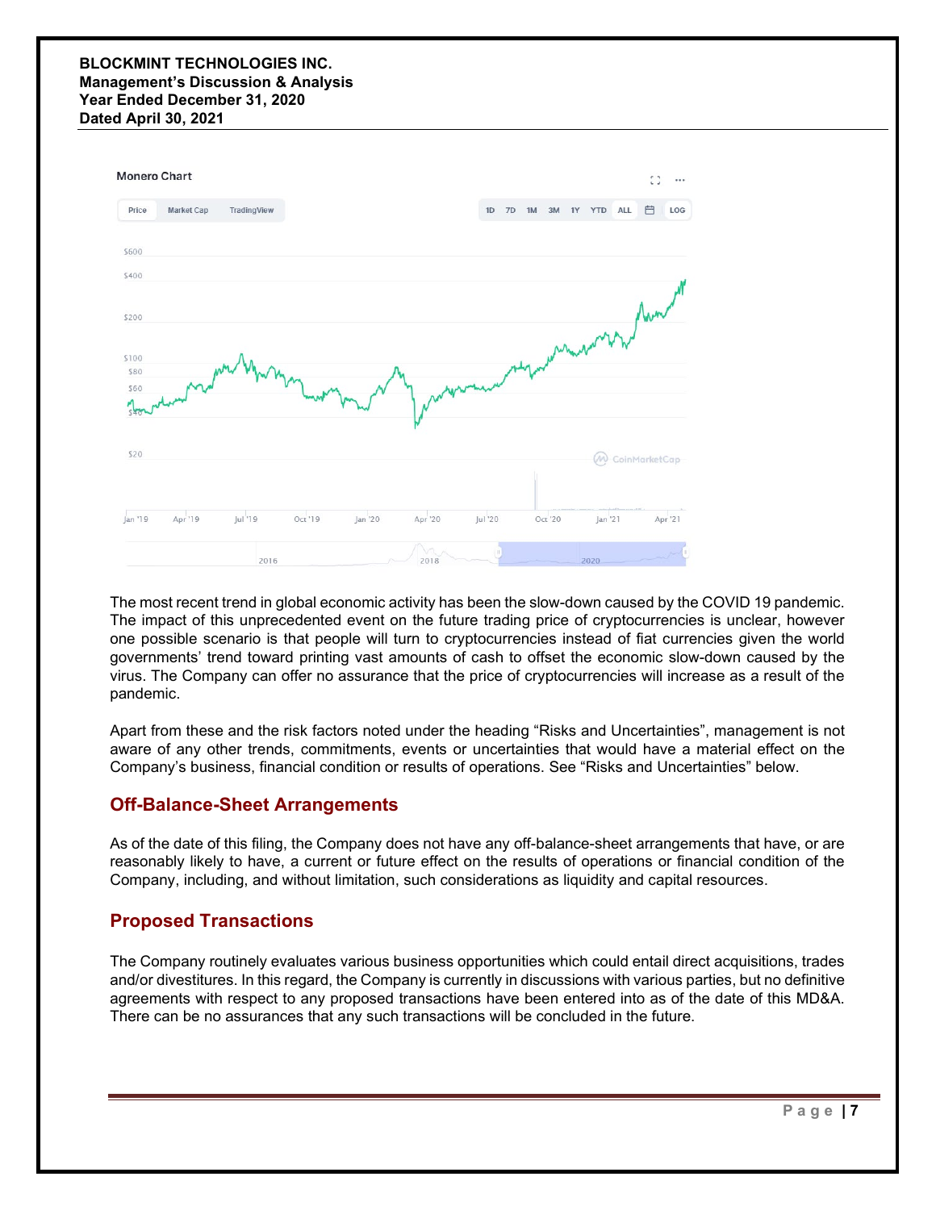The most recent trend in global economic activity has been the slow-down caused by the COVID 19 pandemic. The impact of this unprecedented event on the future trading price of cryptocurrencies is unclear, however one possible scenario is that people will turn to cryptocurrencies instead of fiat currencies given the world governments' trend toward printing vast amounts of cash to offset the economic slow-down caused by the virus. The Company can offer no assurance that the price of cryptocurrencies will increase as a result of the pandemic.

Apart from these and the risk factors noted under the heading "Risks and Uncertainties", management is not aware of any other trends, commitments, events or uncertainties that would have a material effect on the Company's business, financial condition or results of operations. See "Risks and Uncertainties" below.

## Off-Balance-Sheet Arrangements

As of the date of this filing, the Company does not have any off-balance-sheet arrangements that have, or are reasonably likely to have, a current or future effect on the results of operations or financial condition of the Company, including, and without limitation, such considerations as liquidity and capital resources.

## Proposed Transactions

The Company routinely evaluates various business opportunities which could entail direct acquisitions, trades and/or divestitures. In this regard, the Company is currently in discussions with various parties, but no definitive agreements with respect to any proposed transactions have been entered into as of the date of this MD&A. There can be no assurances that any such transactions will be concluded in the future.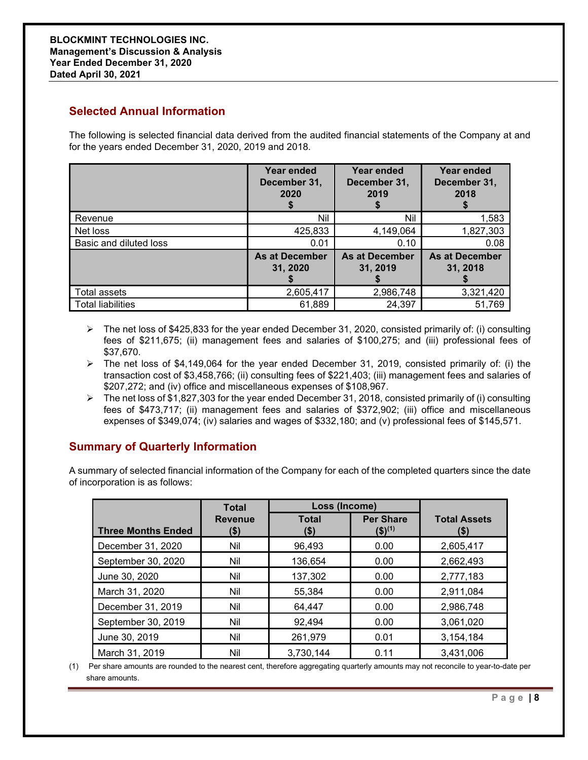## Selected Annual Information

The following is selected financial data derived from the audited financial statements of the Company at and for the years ended December 31, 2020, 2019 and 2018.

| | Year ended December 31, 2020 $ | Year ended December 31, 2019 $ | Year ended December 31, 2018 $ |
|---|---|---|---|
| Revenue | Nil | Nil | 1,583 |
| Net loss | 425,833 | 4,149,064 | 1,827,303 |
| Basic and diluted loss | 0.01 | 0.10 | 0.08 |
| | **As at December 31, 2020 $** | **As at December 31, 2019 $** | **As at December 31, 2018 $** |
| Total assets | 2,605,417 | 2,986,748 | 3,321,420 |
| Total liabilities | 61,889 | 24,397 | 51,769 |

- The net loss of $425,833 for the year ended December 31, 2020, consisted primarily of: (i) consulting fees of $211,675; (ii) management fees and salaries of $100,275; and (iii) professional fees of $37,670.
- The net loss of $4,149,064 for the year ended December 31, 2019, consisted primarily of: (i) the transaction cost of $3,458,766; (ii) consulting fees of $221,403; (iii) management fees and salaries of $207,272; and (iv) office and miscellaneous expenses of $108,967.
- The net loss of $1,827,303 for the year ended December 31, 2018, consisted primarily of (i) consulting fees of $473,717; (ii) management fees and salaries of $372,902; (iii) office and miscellaneous expenses of $349,074; (iv) salaries and wages of $332,180; and (v) professional fees of $145,571.

## Summary of Quarterly Information

A summary of selected financial information of the Company for each of the completed quarters since the date of incorporation is as follows:

| Three Months Ended | Total Revenue ($) | Loss (Income) Total ($) | Loss (Income) Per Share ($)[1] | Total Assets ($) |
|---|---|---|---|---|
| December 31, 2020 | Nil | 96,493 | 0.00 | 2,605,417 |
| September 30, 2020 | Nil | 136,654 | 0.00 | 2,662,493 |
| June 30, 2020 | Nil | 137,302 | 0.00 | 2,777,183 |
| March 31, 2020 | Nil | 55,384 | 0.00 | 2,911,084 |
| December 31, 2019 | Nil | 64,447 | 0.00 | 2,986,748 |
| September 30, 2019 | Nil | 92,494 | 0.00 | 3,061,020 |
| June 30, 2019 | Nil | 261,979 | 0.01 | 3,154,184 |
| March 31, 2019 | Nil | 3,730,144 | 0.11 | 3,431,006 |

(1) Per share amounts are rounded to the nearest cent, therefore aggregating quarterly amounts may not reconcile to year-to-date per share amounts.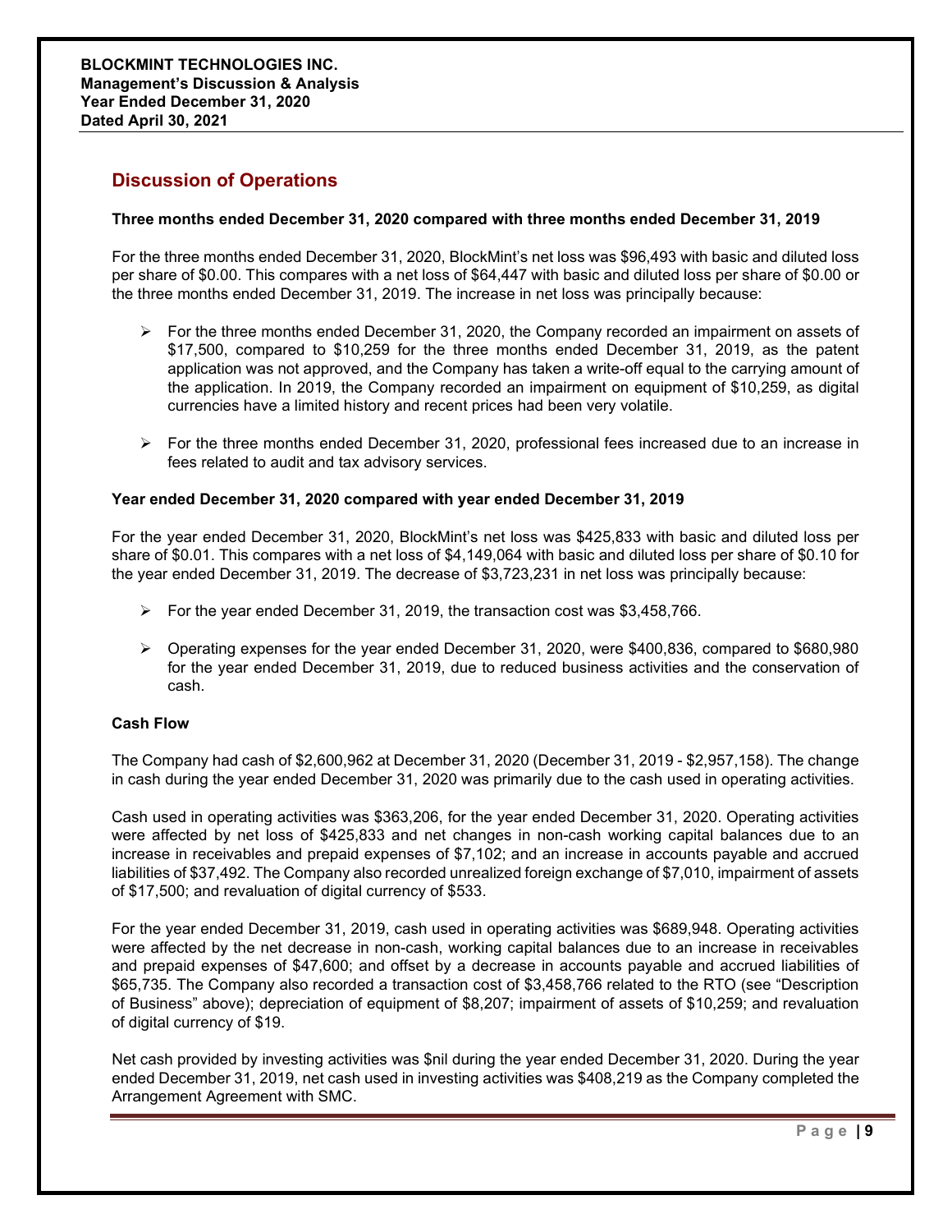## Discussion of Operations

**Three months ended December 31, 2020 compared with three months ended December 31, 2019**

For the three months ended December 31, 2020, BlockMint's net loss was $96,493 with basic and diluted loss per share of $0.00. This compares with a net loss of $64,447 with basic and diluted loss per share of $0.00 or the three months ended December 31, 2019. The increase in net loss was principally because:

- For the three months ended December 31, 2020, the Company recorded an impairment on assets of $17,500, compared to $10,259 for the three months ended December 31, 2019, as the patent application was not approved, and the Company has taken a write-off equal to the carrying amount of the application. In 2019, the Company recorded an impairment on equipment of $10,259, as digital currencies have a limited history and recent prices had been very volatile.
- For the three months ended December 31, 2020, professional fees increased due to an increase in fees related to audit and tax advisory services.

**Year ended December 31, 2020 compared with year ended December 31, 2019**

For the year ended December 31, 2020, BlockMint's net loss was $425,833 with basic and diluted loss per share of $0.01. This compares with a net loss of $4,149,064 with basic and diluted loss per share of $0.10 for the year ended December 31, 2019. The decrease of $3,723,231 in net loss was principally because:

- For the year ended December 31, 2019, the transaction cost was $3,458,766.
- Operating expenses for the year ended December 31, 2020, were $400,836, compared to $680,980 for the year ended December 31, 2019, due to reduced business activities and the conservation of cash.

**Cash Flow**

The Company had cash of $2,600,962 at December 31, 2020 (December 31, 2019 - $2,957,158). The change in cash during the year ended December 31, 2020 was primarily due to the cash used in operating activities.

Cash used in operating activities was $363,206, for the year ended December 31, 2020. Operating activities were affected by net loss of $425,833 and net changes in non-cash working capital balances due to an increase in receivables and prepaid expenses of $7,102; and an increase in accounts payable and accrued liabilities of $37,492. The Company also recorded unrealized foreign exchange of $7,010, impairment of assets of $17,500; and revaluation of digital currency of $533.

For the year ended December 31, 2019, cash used in operating activities was $689,948. Operating activities were affected by the net decrease in non-cash, working capital balances due to an increase in receivables and prepaid expenses of $47,600; and offset by a decrease in accounts payable and accrued liabilities of $65,735. The Company also recorded a transaction cost of $3,458,766 related to the RTO (see "Description of Business" above); depreciation of equipment of $8,207; impairment of assets of $10,259; and revaluation of digital currency of $19.

Net cash provided by investing activities was $nil during the year ended December 31, 2020. During the year ended December 31, 2019, net cash used in investing activities was $408,219 as the Company completed the Arrangement Agreement with SMC.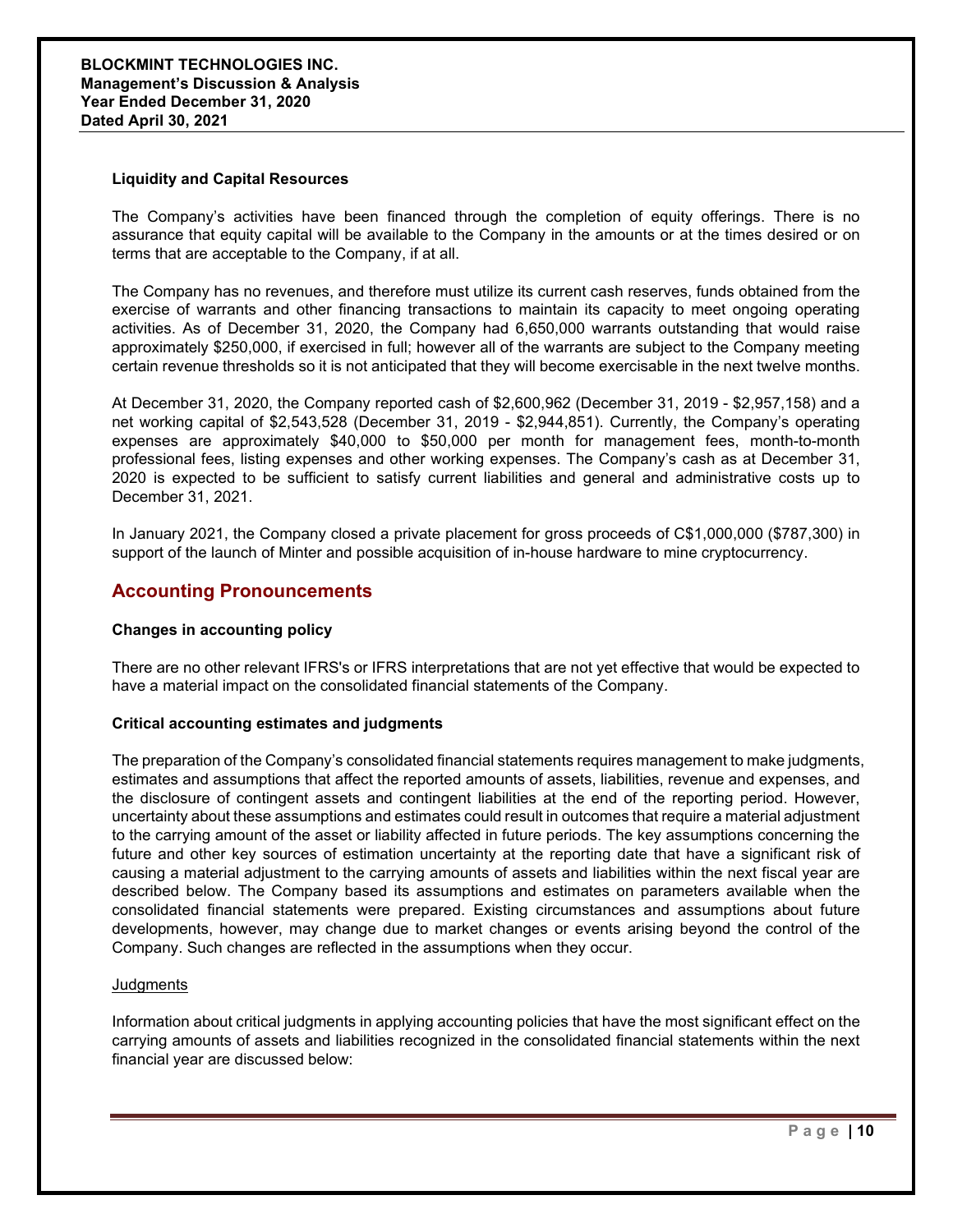### Liquidity and Capital Resources

The Company's activities have been financed through the completion of equity offerings. There is no assurance that equity capital will be available to the Company in the amounts or at the times desired or on terms that are acceptable to the Company, if at all.

The Company has no revenues, and therefore must utilize its current cash reserves, funds obtained from the exercise of warrants and other financing transactions to maintain its capacity to meet ongoing operating activities. As of December 31, 2020, the Company had 6,650,000 warrants outstanding that would raise approximately $250,000, if exercised in full; however all of the warrants are subject to the Company meeting certain revenue thresholds so it is not anticipated that they will become exercisable in the next twelve months.

At December 31, 2020, the Company reported cash of $2,600,962 (December 31, 2019 - $2,957,158) and a net working capital of $2,543,528 (December 31, 2019 - $2,944,851). Currently, the Company's operating expenses are approximately $40,000 to $50,000 per month for management fees, month-to-month professional fees, listing expenses and other working expenses. The Company's cash as at December 31, 2020 is expected to be sufficient to satisfy current liabilities and general and administrative costs up to December 31, 2021.

In January 2021, the Company closed a private placement for gross proceeds of C$1,000,000 ($787,300) in support of the launch of Minter and possible acquisition of in-house hardware to mine cryptocurrency.

## Accounting Pronouncements

### Changes in accounting policy

There are no other relevant IFRS's or IFRS interpretations that are not yet effective that would be expected to have a material impact on the consolidated financial statements of the Company.

### Critical accounting estimates and judgments

The preparation of the Company's consolidated financial statements requires management to make judgments, estimates and assumptions that affect the reported amounts of assets, liabilities, revenue and expenses, and the disclosure of contingent assets and contingent liabilities at the end of the reporting period. However, uncertainty about these assumptions and estimates could result in outcomes that require a material adjustment to the carrying amount of the asset or liability affected in future periods. The key assumptions concerning the future and other key sources of estimation uncertainty at the reporting date that have a significant risk of causing a material adjustment to the carrying amounts of assets and liabilities within the next fiscal year are described below. The Company based its assumptions and estimates on parameters available when the consolidated financial statements were prepared. Existing circumstances and assumptions about future developments, however, may change due to market changes or events arising beyond the control of the Company. Such changes are reflected in the assumptions when they occur.

Judgments

Information about critical judgments in applying accounting policies that have the most significant effect on the carrying amounts of assets and liabilities recognized in the consolidated financial statements within the next financial year are discussed below: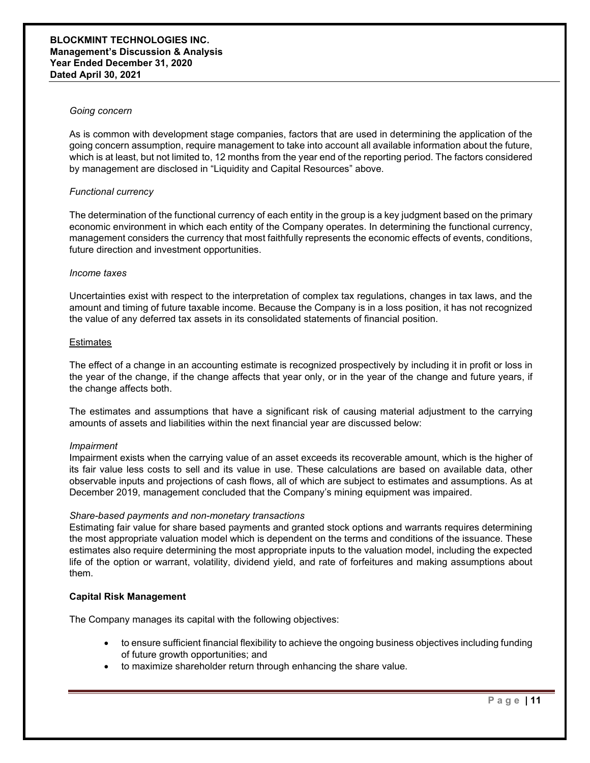*Going concern*

As is common with development stage companies, factors that are used in determining the application of the going concern assumption, require management to take into account all available information about the future, which is at least, but not limited to, 12 months from the year end of the reporting period. The factors considered by management are disclosed in "Liquidity and Capital Resources" above.

*Functional currency*

The determination of the functional currency of each entity in the group is a key judgment based on the primary economic environment in which each entity of the Company operates. In determining the functional currency, management considers the currency that most faithfully represents the economic effects of events, conditions, future direction and investment opportunities.

*Income taxes*

Uncertainties exist with respect to the interpretation of complex tax regulations, changes in tax laws, and the amount and timing of future taxable income. Because the Company is in a loss position, it has not recognized the value of any deferred tax assets in its consolidated statements of financial position.

<u>Estimates</u>

The effect of a change in an accounting estimate is recognized prospectively by including it in profit or loss in the year of the change, if the change affects that year only, or in the year of the change and future years, if the change affects both.

The estimates and assumptions that have a significant risk of causing material adjustment to the carrying amounts of assets and liabilities within the next financial year are discussed below:

*Impairment*

Impairment exists when the carrying value of an asset exceeds its recoverable amount, which is the higher of its fair value less costs to sell and its value in use. These calculations are based on available data, other observable inputs and projections of cash flows, all of which are subject to estimates and assumptions. As at December 2019, management concluded that the Company's mining equipment was impaired.

*Share-based payments and non-monetary transactions*

Estimating fair value for share based payments and granted stock options and warrants requires determining the most appropriate valuation model which is dependent on the terms and conditions of the issuance. These estimates also require determining the most appropriate inputs to the valuation model, including the expected life of the option or warrant, volatility, dividend yield, and rate of forfeitures and making assumptions about them.

**Capital Risk Management**

The Company manages its capital with the following objectives:

- to ensure sufficient financial flexibility to achieve the ongoing business objectives including funding of future growth opportunities; and
- to maximize shareholder return through enhancing the share value.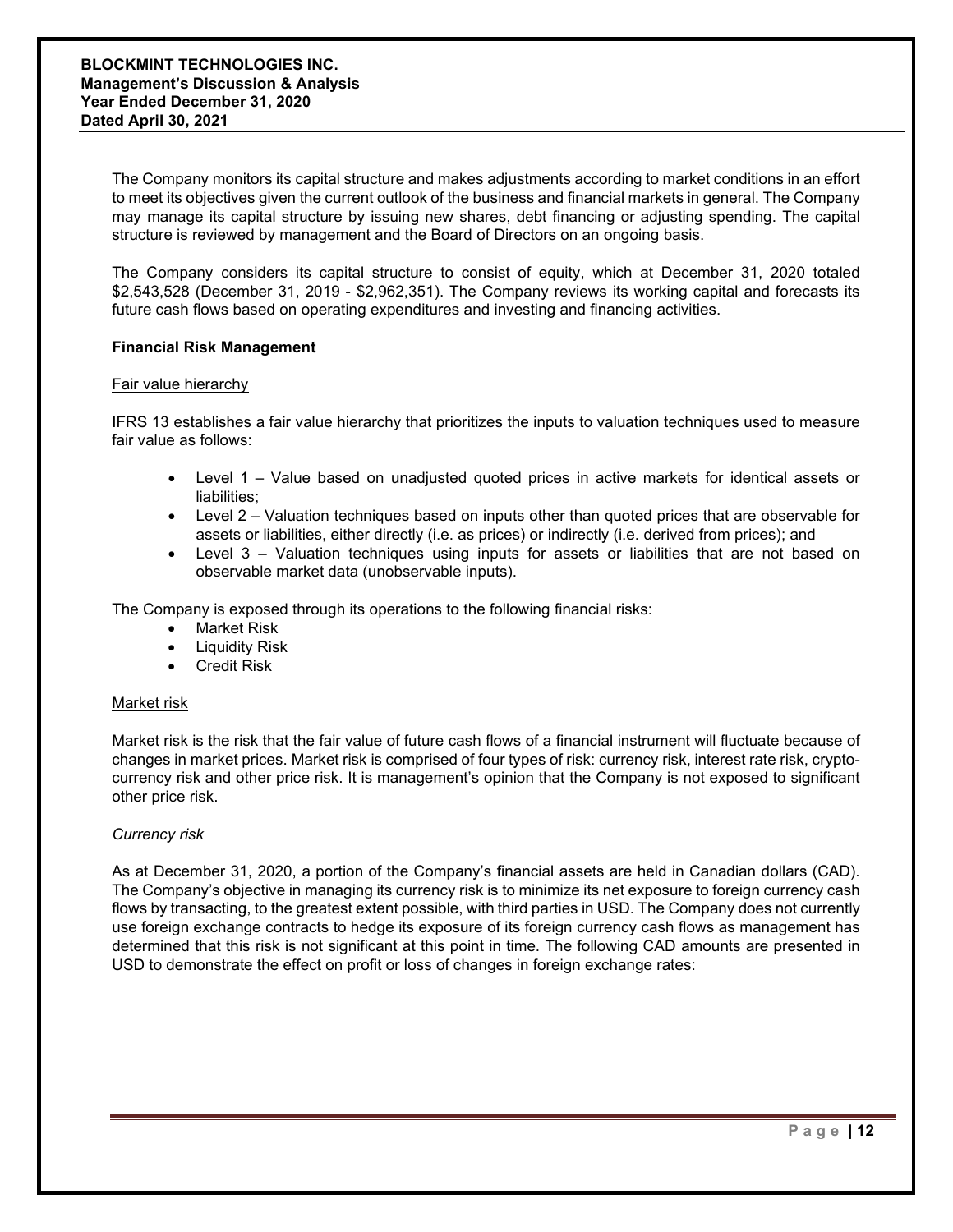The Company monitors its capital structure and makes adjustments according to market conditions in an effort to meet its objectives given the current outlook of the business and financial markets in general. The Company may manage its capital structure by issuing new shares, debt financing or adjusting spending. The capital structure is reviewed by management and the Board of Directors on an ongoing basis.

The Company considers its capital structure to consist of equity, which at December 31, 2020 totaled $2,543,528 (December 31, 2019 - $2,962,351). The Company reviews its working capital and forecasts its future cash flows based on operating expenditures and investing and financing activities.

**Financial Risk Management**

Fair value hierarchy

IFRS 13 establishes a fair value hierarchy that prioritizes the inputs to valuation techniques used to measure fair value as follows:

- Level 1 – Value based on unadjusted quoted prices in active markets for identical assets or liabilities;
- Level 2 – Valuation techniques based on inputs other than quoted prices that are observable for assets or liabilities, either directly (i.e. as prices) or indirectly (i.e. derived from prices); and
- Level 3 – Valuation techniques using inputs for assets or liabilities that are not based on observable market data (unobservable inputs).

The Company is exposed through its operations to the following financial risks:

- Market Risk
- Liquidity Risk
- Credit Risk

Market risk

Market risk is the risk that the fair value of future cash flows of a financial instrument will fluctuate because of changes in market prices. Market risk is comprised of four types of risk: currency risk, interest rate risk, crypto-currency risk and other price risk. It is management's opinion that the Company is not exposed to significant other price risk.

*Currency risk*

As at December 31, 2020, a portion of the Company's financial assets are held in Canadian dollars (CAD). The Company's objective in managing its currency risk is to minimize its net exposure to foreign currency cash flows by transacting, to the greatest extent possible, with third parties in USD. The Company does not currently use foreign exchange contracts to hedge its exposure of its foreign currency cash flows as management has determined that this risk is not significant at this point in time. The following CAD amounts are presented in USD to demonstrate the effect on profit or loss of changes in foreign exchange rates: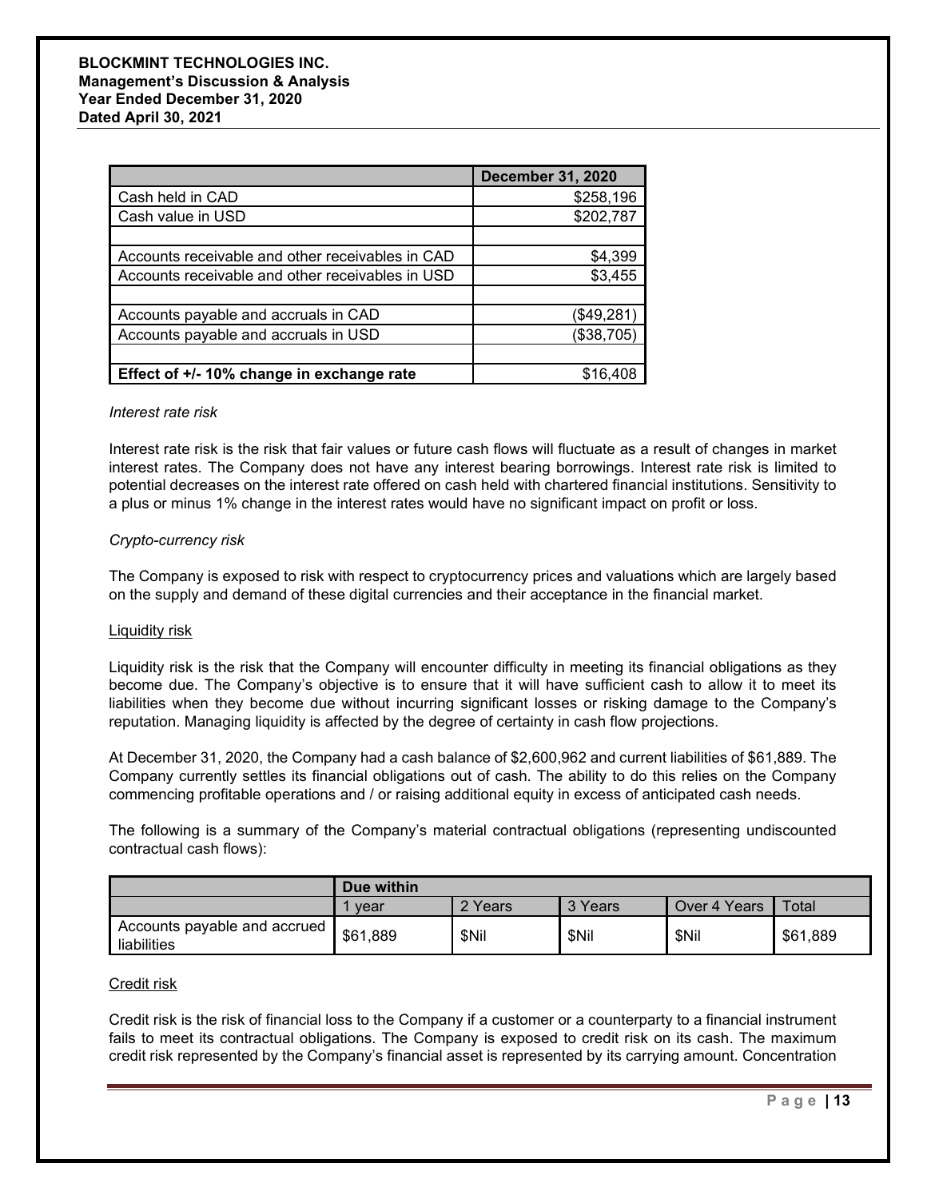| | December 31, 2020 |
|---|---|
| Cash held in CAD | $258,196 |
| Cash value in USD | $202,787 |
| | |
| Accounts receivable and other receivables in CAD | $4,399 |
| Accounts receivable and other receivables in USD | $3,455 |
| | |
| Accounts payable and accruals in CAD | ($49,281) |
| Accounts payable and accruals in USD | ($38,705) |
| | |
| **Effect of +/- 10% change in exchange rate** | $16,408 |

*Interest rate risk*

Interest rate risk is the risk that fair values or future cash flows will fluctuate as a result of changes in market interest rates. The Company does not have any interest bearing borrowings. Interest rate risk is limited to potential decreases on the interest rate offered on cash held with chartered financial institutions. Sensitivity to a plus or minus 1% change in the interest rates would have no significant impact on profit or loss.

*Crypto-currency risk*

The Company is exposed to risk with respect to cryptocurrency prices and valuations which are largely based on the supply and demand of these digital currencies and their acceptance in the financial market.

Liquidity risk

Liquidity risk is the risk that the Company will encounter difficulty in meeting its financial obligations as they become due. The Company's objective is to ensure that it will have sufficient cash to allow it to meet its liabilities when they become due without incurring significant losses or risking damage to the Company's reputation. Managing liquidity is affected by the degree of certainty in cash flow projections.

At December 31, 2020, the Company had a cash balance of $2,600,962 and current liabilities of $61,889. The Company currently settles its financial obligations out of cash. The ability to do this relies on the Company commencing profitable operations and / or raising additional equity in excess of anticipated cash needs.

The following is a summary of the Company's material contractual obligations (representing undiscounted contractual cash flows):

| | Due within | | | | |
|---|---|---|---|---|---|
| | 1 year | 2 Years | 3 Years | Over 4 Years | Total |
| Accounts payable and accrued liabilities | $61,889 | $Nil | $Nil | $Nil | $61,889 |

Credit risk

Credit risk is the risk of financial loss to the Company if a customer or a counterparty to a financial instrument fails to meet its contractual obligations. The Company is exposed to credit risk on its cash. The maximum credit risk represented by the Company's financial asset is represented by its carrying amount. Concentration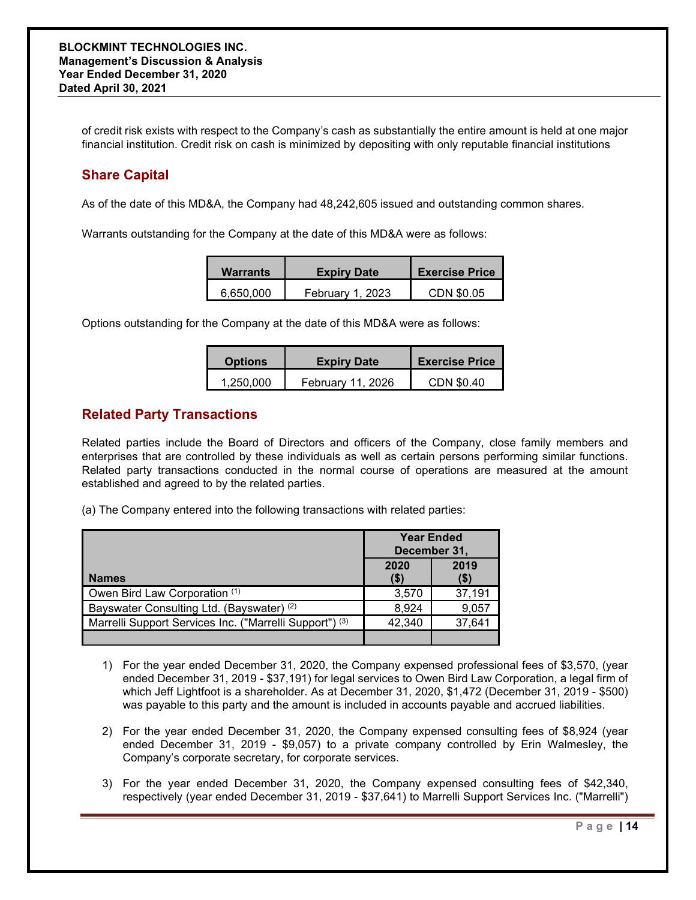of credit risk exists with respect to the Company's cash as substantially the entire amount is held at one major financial institution. Credit risk on cash is minimized by depositing with only reputable financial institutions

## Share Capital

As of the date of this MD&A, the Company had 48,242,605 issued and outstanding common shares.

Warrants outstanding for the Company at the date of this MD&A were as follows:

| Warrants | Expiry Date | Exercise Price |
|---|---|---|
| 6,650,000 | February 1, 2023 | CDN $0.05 |

Options outstanding for the Company at the date of this MD&A were as follows:

| Options | Expiry Date | Exercise Price |
|---|---|---|
| 1,250,000 | February 11, 2026 | CDN $0.40 |

## Related Party Transactions

Related parties include the Board of Directors and officers of the Company, close family members and enterprises that are controlled by these individuals as well as certain persons performing similar functions. Related party transactions conducted in the normal course of operations are measured at the amount established and agreed to by the related parties.

(a) The Company entered into the following transactions with related parties:

| | Year Ended December 31, | |
|---|---|---|
| Names | 2020 ($) | 2019 ($) |
| Owen Bird Law Corporation (1) | 3,570 | 37,191 |
| Bayswater Consulting Ltd. (Bayswater) (2) | 8,924 | 9,057 |
| Marrelli Support Services Inc. ("Marrelli Support") (3) | 42,340 | 37,641 |
| | | |

1) For the year ended December 31, 2020, the Company expensed professional fees of $3,570, (year ended December 31, 2019 - $37,191) for legal services to Owen Bird Law Corporation, a legal firm of which Jeff Lightfoot is a shareholder. As at December 31, 2020, $1,472 (December 31, 2019 - $500) was payable to this party and the amount is included in accounts payable and accrued liabilities.

2) For the year ended December 31, 2020, the Company expensed consulting fees of $8,924 (year ended December 31, 2019 - $9,057) to a private company controlled by Erin Walmesley, the Company's corporate secretary, for corporate services.

3) For the year ended December 31, 2020, the Company expensed consulting fees of $42,340, respectively (year ended December 31, 2019 - $37,641) to Marrelli Support Services Inc. ("Marrelli")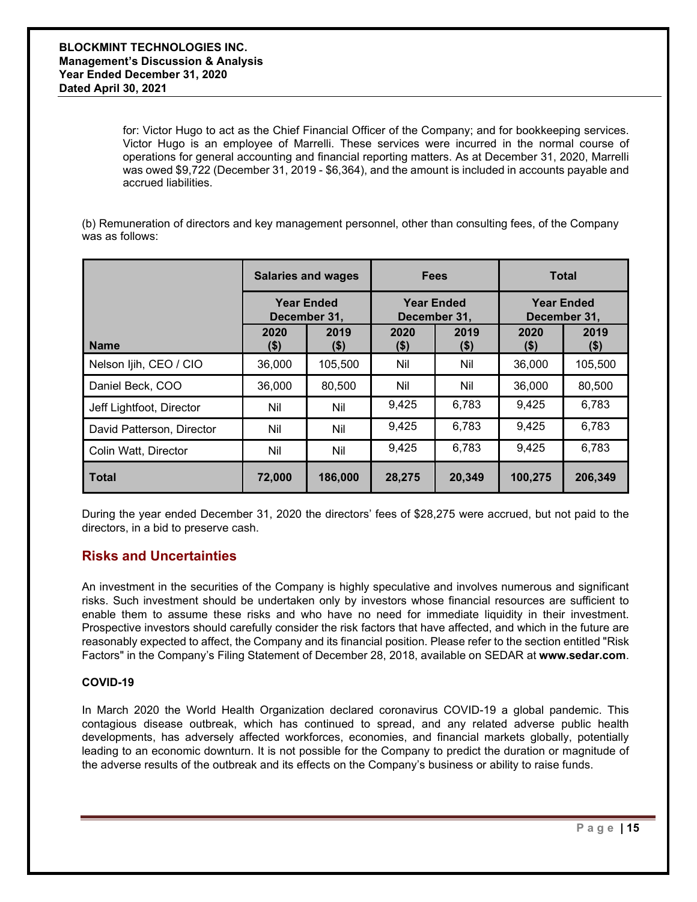for: Victor Hugo to act as the Chief Financial Officer of the Company; and for bookkeeping services. Victor Hugo is an employee of Marrelli. These services were incurred in the normal course of operations for general accounting and financial reporting matters. As at December 31, 2020, Marrelli was owed $9,722 (December 31, 2019 - $6,364), and the amount is included in accounts payable and accrued liabilities.

(b) Remuneration of directors and key management personnel, other than consulting fees, of the Company was as follows:

| | Salaries and wages | | Fees | | Total | |
|---|---|---|---|---|---|---|
| | Year Ended December 31, | | Year Ended December 31, | | Year Ended December 31, | |
| **Name** | **2020 ($)** | **2019 ($)** | **2020 ($)** | **2019 ($)** | **2020 ($)** | **2019 ($)** |
| Nelson Ijih, CEO / CIO | 36,000 | 105,500 | Nil | Nil | 36,000 | 105,500 |
| Daniel Beck, COO | 36,000 | 80,500 | Nil | Nil | 36,000 | 80,500 |
| Jeff Lightfoot, Director | Nil | Nil | 9,425 | 6,783 | 9,425 | 6,783 |
| David Patterson, Director | Nil | Nil | 9,425 | 6,783 | 9,425 | 6,783 |
| Colin Watt, Director | Nil | Nil | 9,425 | 6,783 | 9,425 | 6,783 |
| **Total** | **72,000** | **186,000** | **28,275** | **20,349** | **100,275** | **206,349** |

During the year ended December 31, 2020 the directors' fees of $28,275 were accrued, but not paid to the directors, in a bid to preserve cash.

## Risks and Uncertainties

An investment in the securities of the Company is highly speculative and involves numerous and significant risks. Such investment should be undertaken only by investors whose financial resources are sufficient to enable them to assume these risks and who have no need for immediate liquidity in their investment. Prospective investors should carefully consider the risk factors that have affected, and which in the future are reasonably expected to affect, the Company and its financial position. Please refer to the section entitled "Risk Factors" in the Company's Filing Statement of December 28, 2018, available on SEDAR at **www.sedar.com**.

### COVID-19

In March 2020 the World Health Organization declared coronavirus COVID-19 a global pandemic. This contagious disease outbreak, which has continued to spread, and any related adverse public health developments, has adversely affected workforces, economies, and financial markets globally, potentially leading to an economic downturn. It is not possible for the Company to predict the duration or magnitude of the adverse results of the outbreak and its effects on the Company's business or ability to raise funds.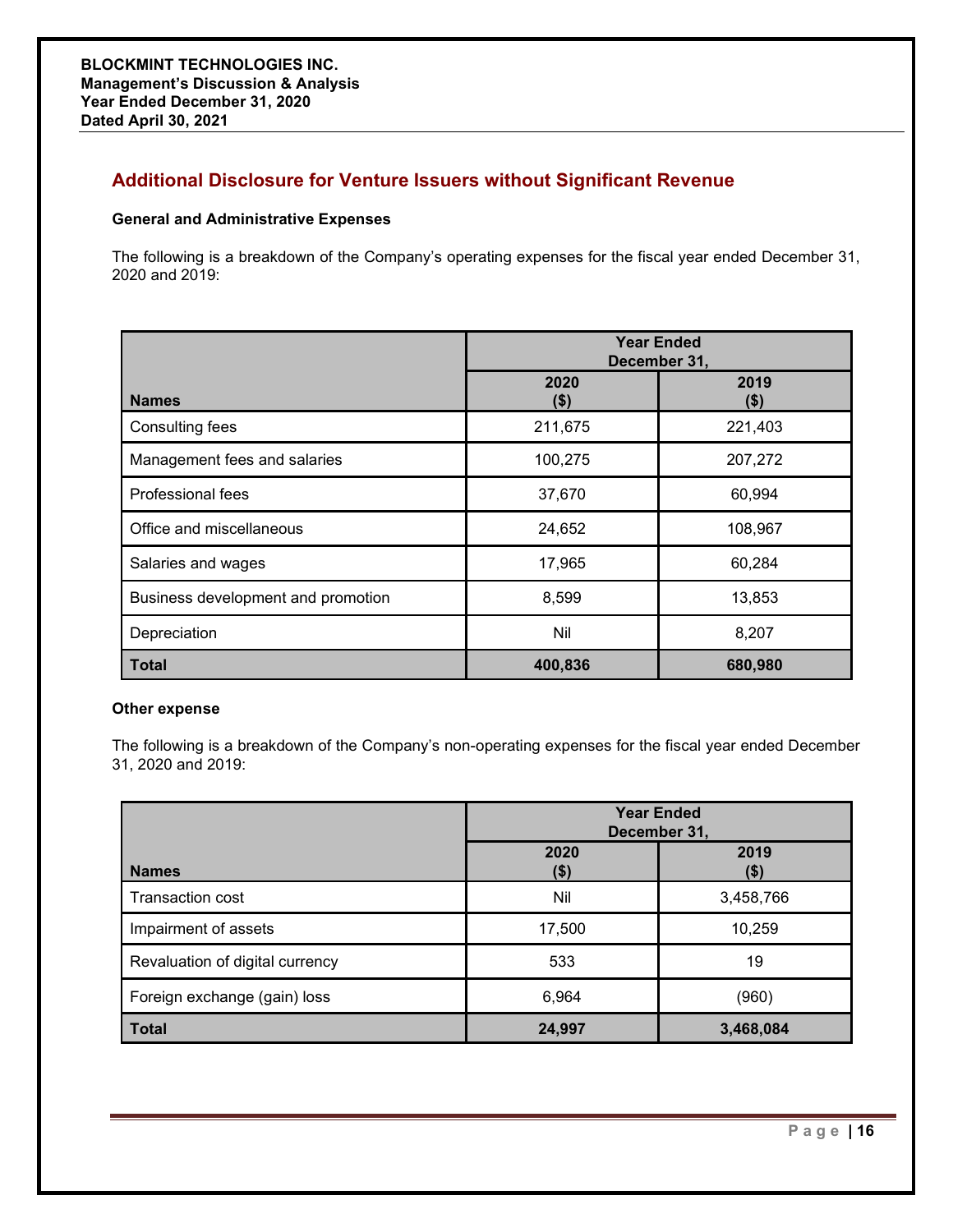## Additional Disclosure for Venture Issuers without Significant Revenue

**General and Administrative Expenses**

The following is a breakdown of the Company's operating expenses for the fiscal year ended December 31, 2020 and 2019:

| Names | Year Ended December 31, | |
|---|---|---|
| | **2020 ($)** | **2019 ($)** |
| Consulting fees | 211,675 | 221,403 |
| Management fees and salaries | 100,275 | 207,272 |
| Professional fees | 37,670 | 60,994 |
| Office and miscellaneous | 24,652 | 108,967 |
| Salaries and wages | 17,965 | 60,284 |
| Business development and promotion | 8,599 | 13,853 |
| Depreciation | Nil | 8,207 |
| **Total** | **400,836** | **680,980** |

**Other expense**

The following is a breakdown of the Company's non-operating expenses for the fiscal year ended December 31, 2020 and 2019:

| Names | Year Ended December 31, | |
|---|---|---|
| | **2020 ($)** | **2019 ($)** |
| Transaction cost | Nil | 3,458,766 |
| Impairment of assets | 17,500 | 10,259 |
| Revaluation of digital currency | 533 | 19 |
| Foreign exchange (gain) loss | 6,964 | (960) |
| **Total** | **24,997** | **3,468,084** |